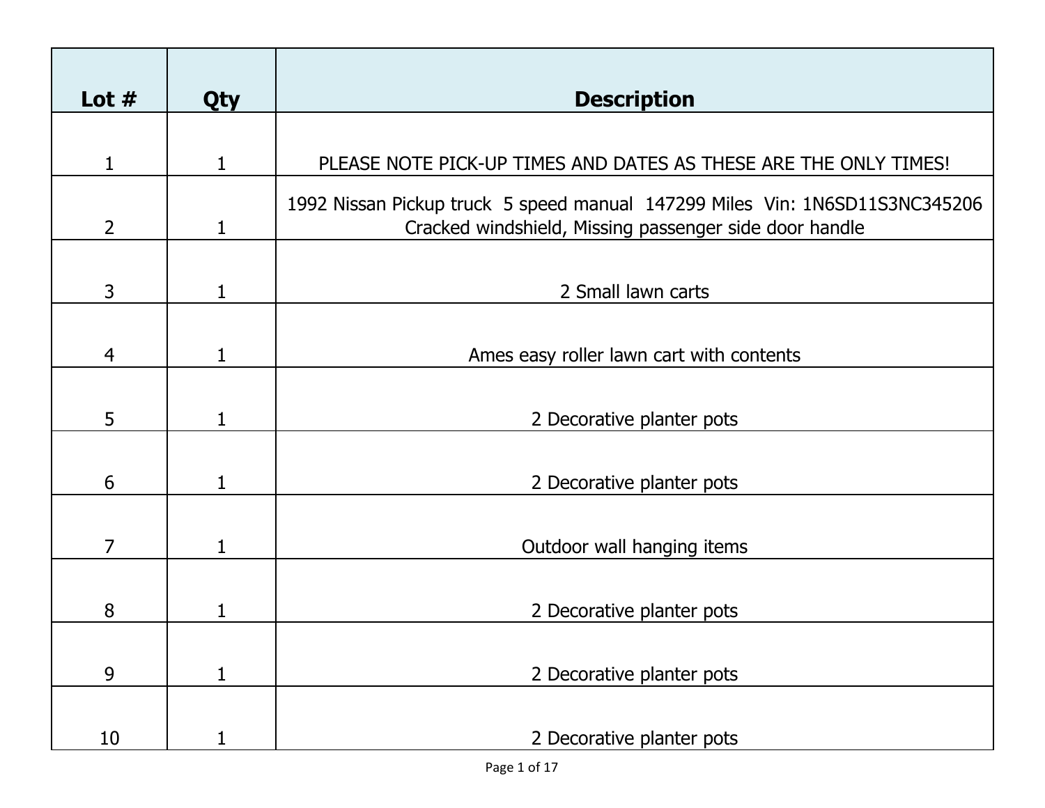| Lot # | Qty | Description |
|---|---|---|
| 1 | 1 | PLEASE NOTE PICK-UP TIMES AND DATES AS THESE ARE THE ONLY TIMES! |
| 2 | 1 | 1992 Nissan Pickup truck 5 speed manual 147299 Miles Vin: 1N6SD11S3NC345206 Cracked windshield, Missing passenger side door handle |
| 3 | 1 | 2 Small lawn carts |
| 4 | 1 | Ames easy roller lawn cart with contents |
| 5 | 1 | 2 Decorative planter pots |
| 6 | 1 | 2 Decorative planter pots |
| 7 | 1 | Outdoor wall hanging items |
| 8 | 1 | 2 Decorative planter pots |
| 9 | 1 | 2 Decorative planter pots |
| 10 | 1 | 2 Decorative planter pots |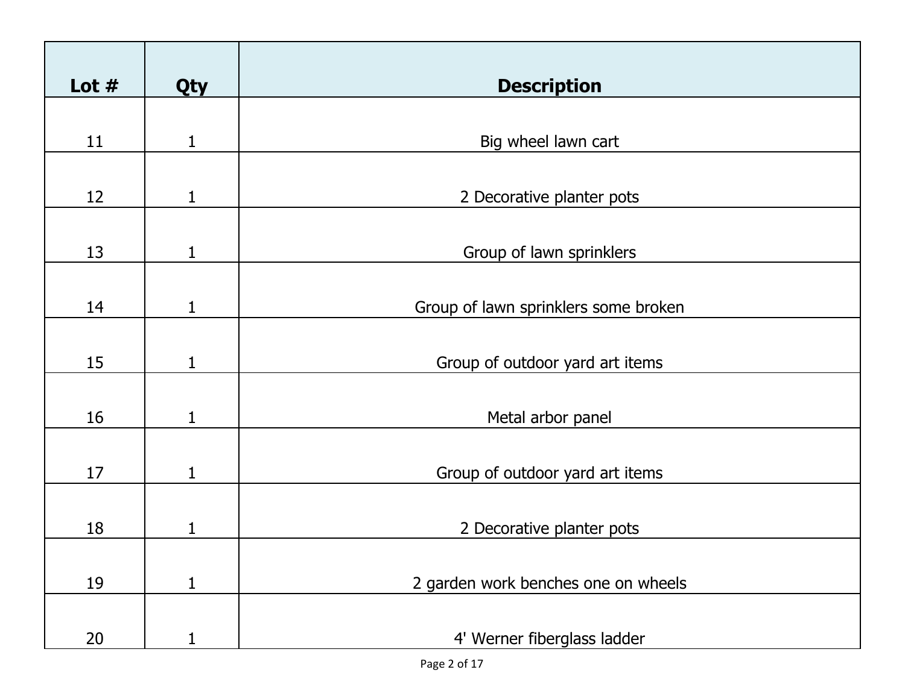| Lot # | Qty | Description |
|---|---|---|
| 11 | 1 | Big wheel lawn cart |
| 12 | 1 | 2 Decorative planter pots |
| 13 | 1 | Group of lawn sprinklers |
| 14 | 1 | Group of lawn sprinklers some broken |
| 15 | 1 | Group of outdoor yard art items |
| 16 | 1 | Metal arbor panel |
| 17 | 1 | Group of outdoor yard art items |
| 18 | 1 | 2 Decorative planter pots |
| 19 | 1 | 2 garden work benches one on wheels |
| 20 | 1 | 4' Werner fiberglass ladder |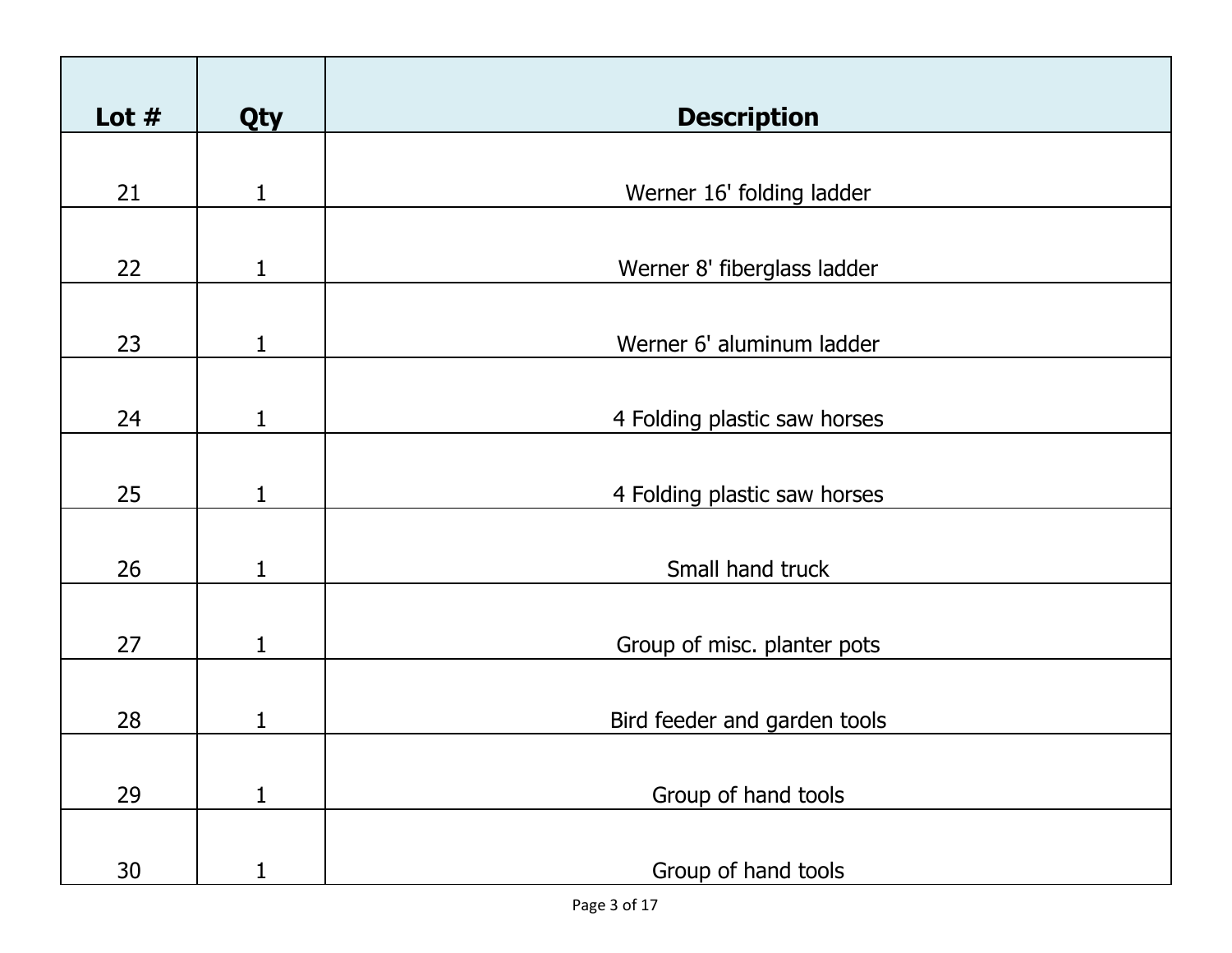| Lot # | Qty | Description |
| --- | --- | --- |
| 21 | 1 | Werner 16' folding ladder |
| 22 | 1 | Werner 8' fiberglass ladder |
| 23 | 1 | Werner 6' aluminum ladder |
| 24 | 1 | 4 Folding plastic saw horses |
| 25 | 1 | 4 Folding plastic saw horses |
| 26 | 1 | Small hand truck |
| 27 | 1 | Group of misc. planter pots |
| 28 | 1 | Bird feeder and garden tools |
| 29 | 1 | Group of hand tools |
| 30 | 1 | Group of hand tools |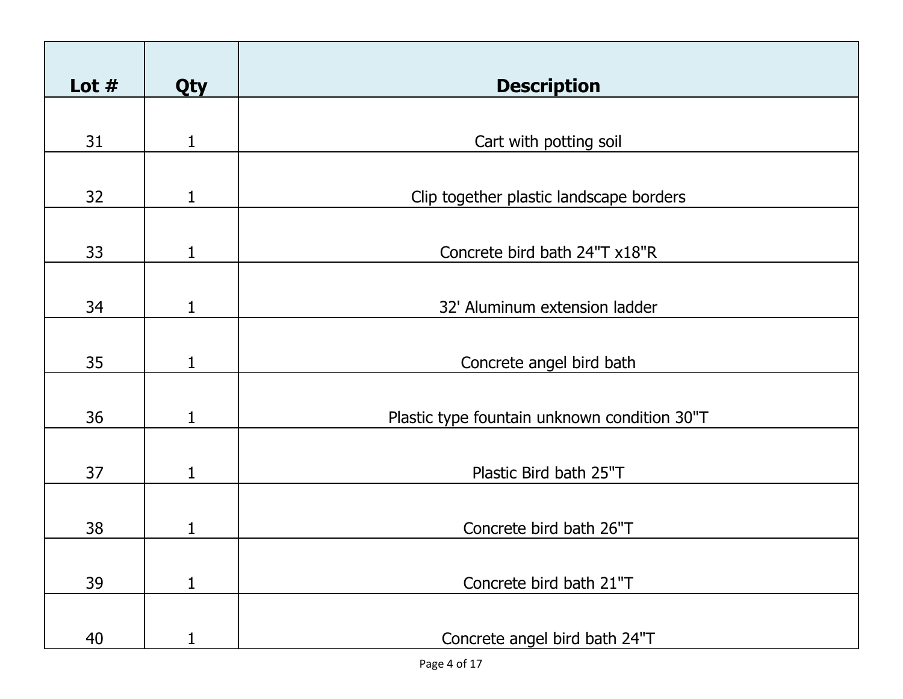| Lot # | Qty | Description |
|---|---|---|
| 31 | 1 | Cart with potting soil |
| 32 | 1 | Clip together plastic landscape borders |
| 33 | 1 | Concrete bird bath 24"T x18"R |
| 34 | 1 | 32' Aluminum extension ladder |
| 35 | 1 | Concrete angel bird bath |
| 36 | 1 | Plastic type fountain unknown condition 30"T |
| 37 | 1 | Plastic Bird bath 25"T |
| 38 | 1 | Concrete bird bath 26"T |
| 39 | 1 | Concrete bird bath 21"T |
| 40 | 1 | Concrete angel bird bath 24"T |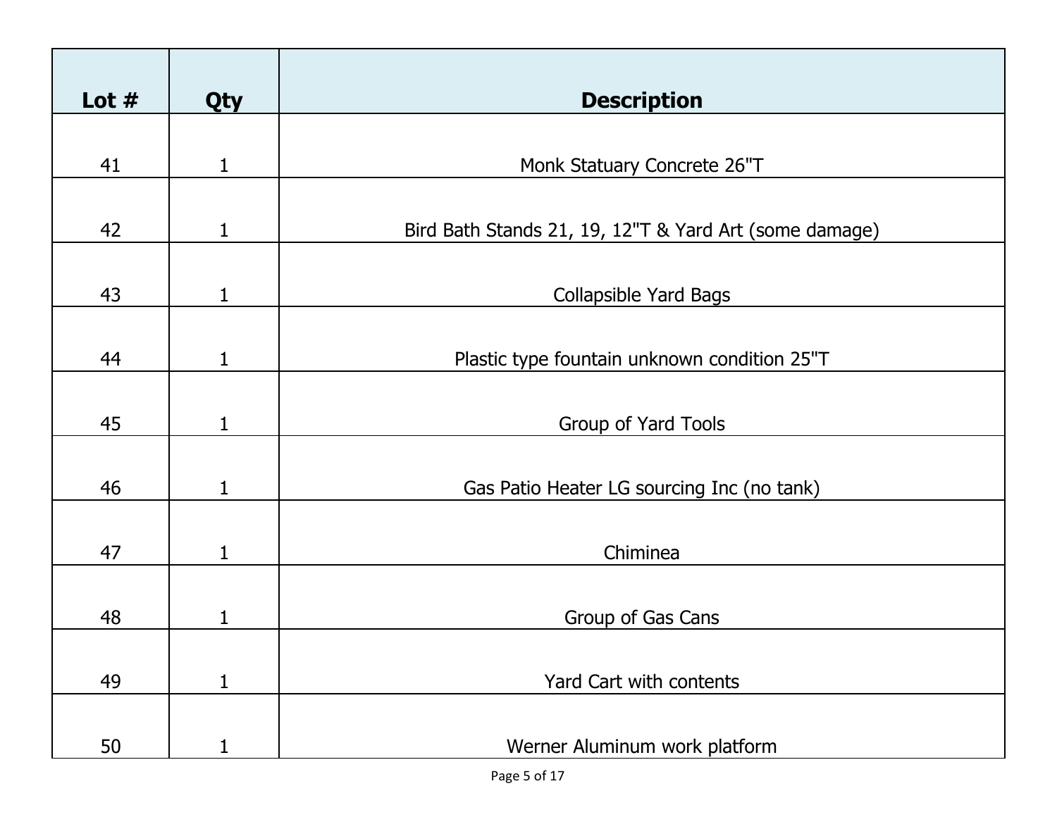| Lot # | Qty | Description |
|---|---|---|
| 41 | 1 | Monk Statuary Concrete 26"T |
| 42 | 1 | Bird Bath Stands 21, 19, 12"T & Yard Art (some damage) |
| 43 | 1 | Collapsible Yard Bags |
| 44 | 1 | Plastic type fountain unknown condition 25"T |
| 45 | 1 | Group of Yard Tools |
| 46 | 1 | Gas Patio Heater LG sourcing Inc (no tank) |
| 47 | 1 | Chiminea |
| 48 | 1 | Group of Gas Cans |
| 49 | 1 | Yard Cart with contents |
| 50 | 1 | Werner Aluminum work platform |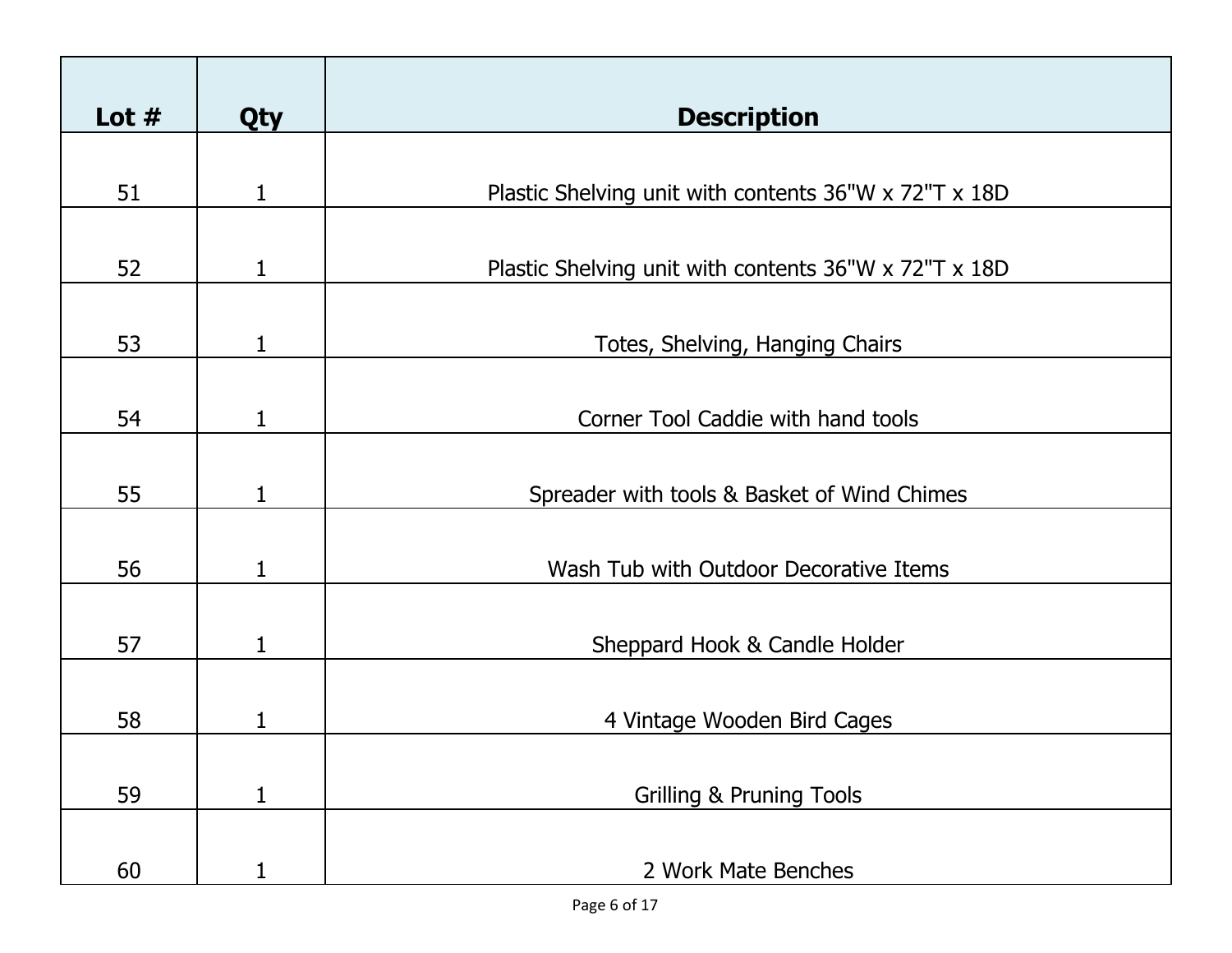| Lot # | Qty | Description |
|---|---|---|
| 51 | 1 | Plastic Shelving unit with contents 36"W x 72"T x 18D |
| 52 | 1 | Plastic Shelving unit with contents 36"W x 72"T x 18D |
| 53 | 1 | Totes, Shelving, Hanging Chairs |
| 54 | 1 | Corner Tool Caddie with hand tools |
| 55 | 1 | Spreader with tools & Basket of Wind Chimes |
| 56 | 1 | Wash Tub with Outdoor Decorative Items |
| 57 | 1 | Sheppard Hook & Candle Holder |
| 58 | 1 | 4 Vintage Wooden Bird Cages |
| 59 | 1 | Grilling & Pruning Tools |
| 60 | 1 | 2 Work Mate Benches |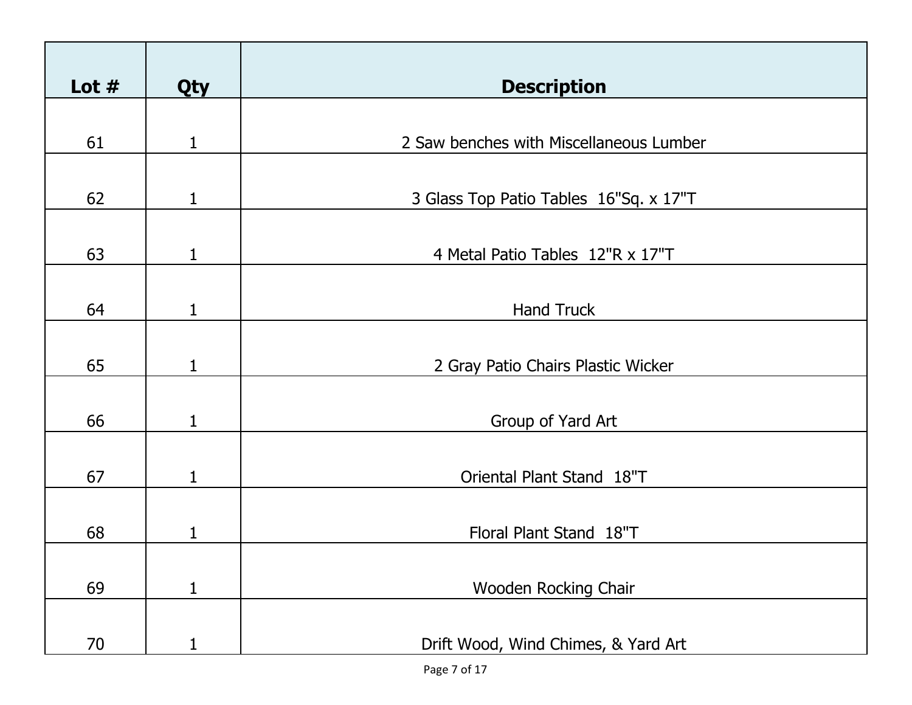| Lot # | Qty | Description |
|---|---|---|
| 61 | 1 | 2 Saw benches with Miscellaneous Lumber |
| 62 | 1 | 3 Glass Top Patio Tables  16"Sq. x 17"T |
| 63 | 1 | 4 Metal Patio Tables  12"R x 17"T |
| 64 | 1 | Hand Truck |
| 65 | 1 | 2 Gray Patio Chairs Plastic Wicker |
| 66 | 1 | Group of Yard Art |
| 67 | 1 | Oriental Plant Stand  18"T |
| 68 | 1 | Floral Plant Stand  18"T |
| 69 | 1 | Wooden Rocking Chair |
| 70 | 1 | Drift Wood, Wind Chimes, & Yard Art |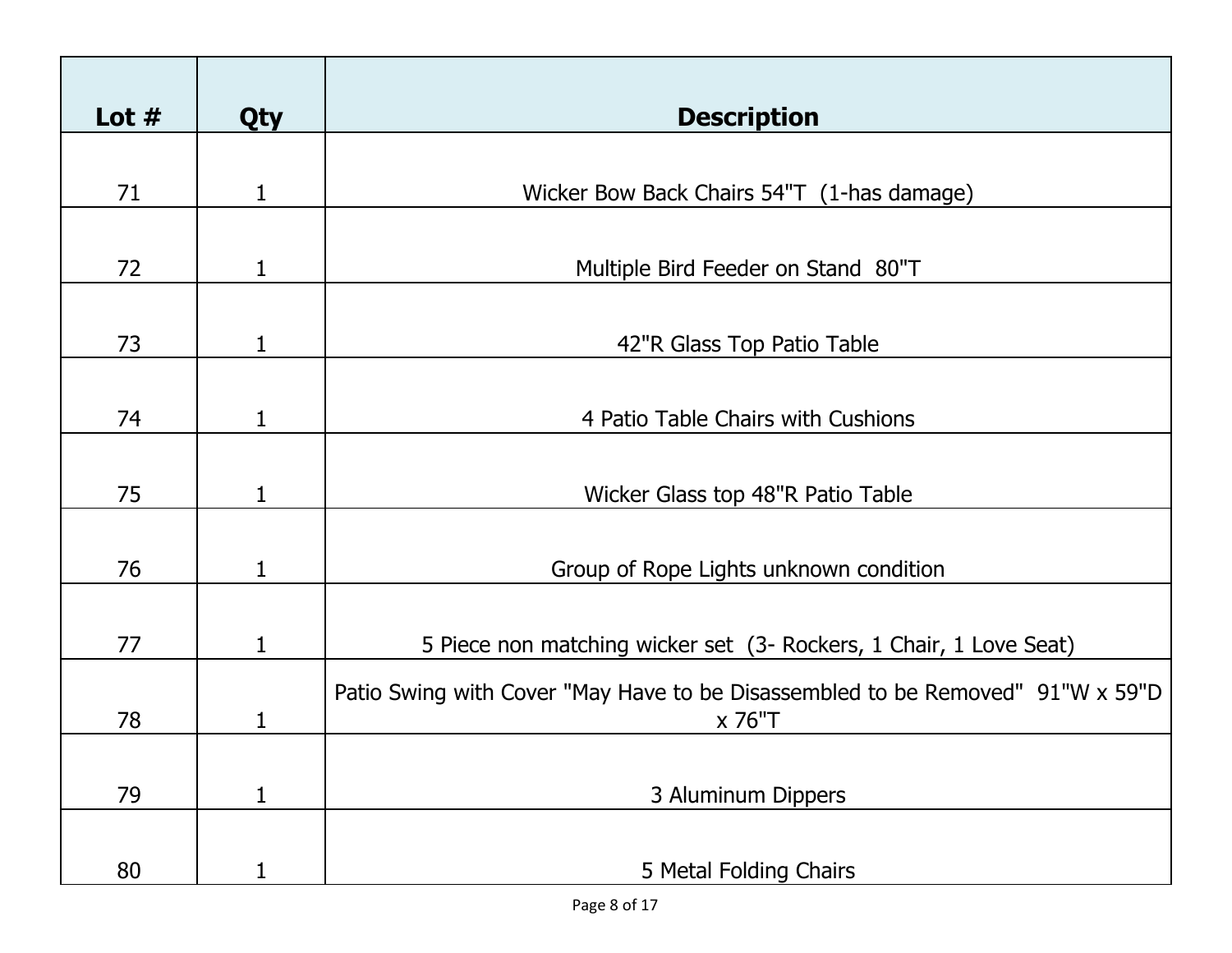| Lot # | Qty | Description |
|---|---|---|
| 71 | 1 | Wicker Bow Back Chairs 54"T (1-has damage) |
| 72 | 1 | Multiple Bird Feeder on Stand 80"T |
| 73 | 1 | 42"R Glass Top Patio Table |
| 74 | 1 | 4 Patio Table Chairs with Cushions |
| 75 | 1 | Wicker Glass top 48"R Patio Table |
| 76 | 1 | Group of Rope Lights unknown condition |
| 77 | 1 | 5 Piece non matching wicker set (3- Rockers, 1 Chair, 1 Love Seat) |
| 78 | 1 | Patio Swing with Cover "May Have to be Disassembled to be Removed" 91"W x 59"D x 76"T |
| 79 | 1 | 3 Aluminum Dippers |
| 80 | 1 | 5 Metal Folding Chairs |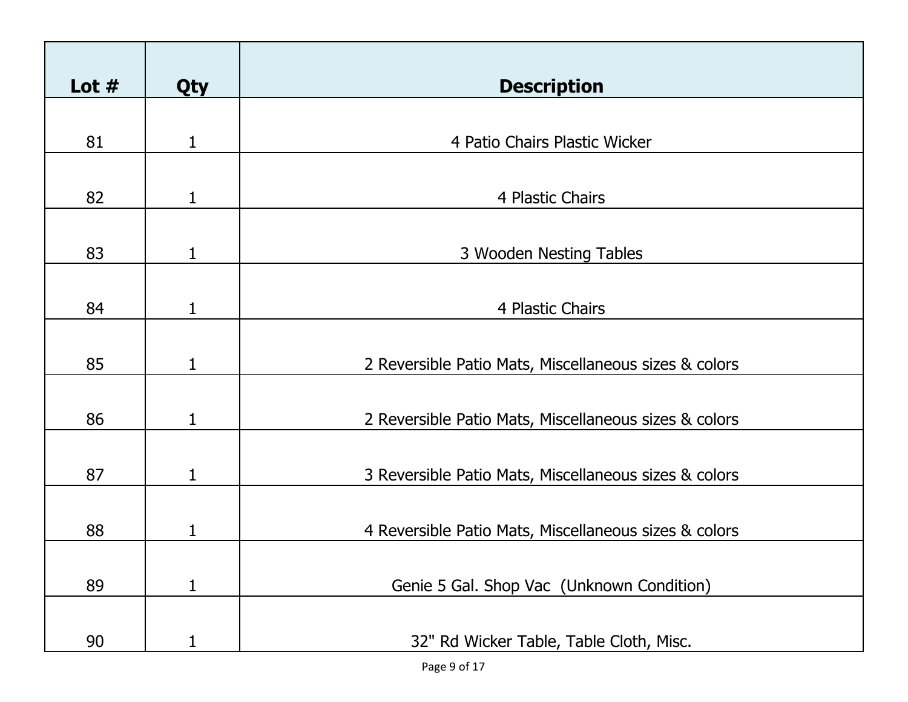| Lot # | Qty | Description |
|---|---|---|
| 81 | 1 | 4 Patio Chairs Plastic Wicker |
| 82 | 1 | 4 Plastic Chairs |
| 83 | 1 | 3 Wooden Nesting Tables |
| 84 | 1 | 4 Plastic Chairs |
| 85 | 1 | 2 Reversible Patio Mats, Miscellaneous sizes & colors |
| 86 | 1 | 2 Reversible Patio Mats, Miscellaneous sizes & colors |
| 87 | 1 | 3 Reversible Patio Mats, Miscellaneous sizes & colors |
| 88 | 1 | 4 Reversible Patio Mats, Miscellaneous sizes & colors |
| 89 | 1 | Genie 5 Gal. Shop Vac (Unknown Condition) |
| 90 | 1 | 32" Rd Wicker Table, Table Cloth, Misc. |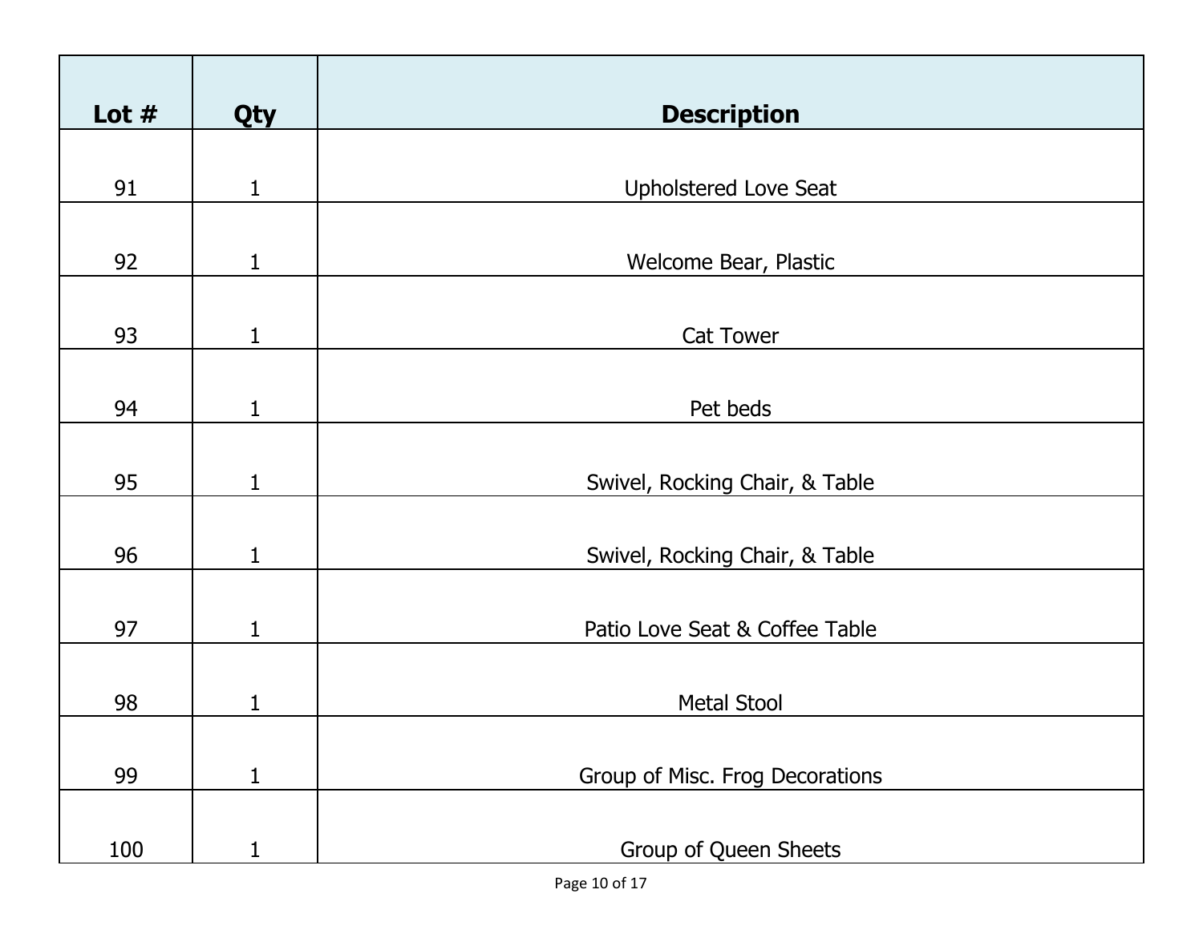| Lot # | Qty | Description |
|---|---|---|
| 91 | 1 | Upholstered Love Seat |
| 92 | 1 | Welcome Bear, Plastic |
| 93 | 1 | Cat Tower |
| 94 | 1 | Pet beds |
| 95 | 1 | Swivel, Rocking Chair, & Table |
| 96 | 1 | Swivel, Rocking Chair, & Table |
| 97 | 1 | Patio Love Seat & Coffee Table |
| 98 | 1 | Metal Stool |
| 99 | 1 | Group of Misc. Frog Decorations |
| 100 | 1 | Group of Queen Sheets |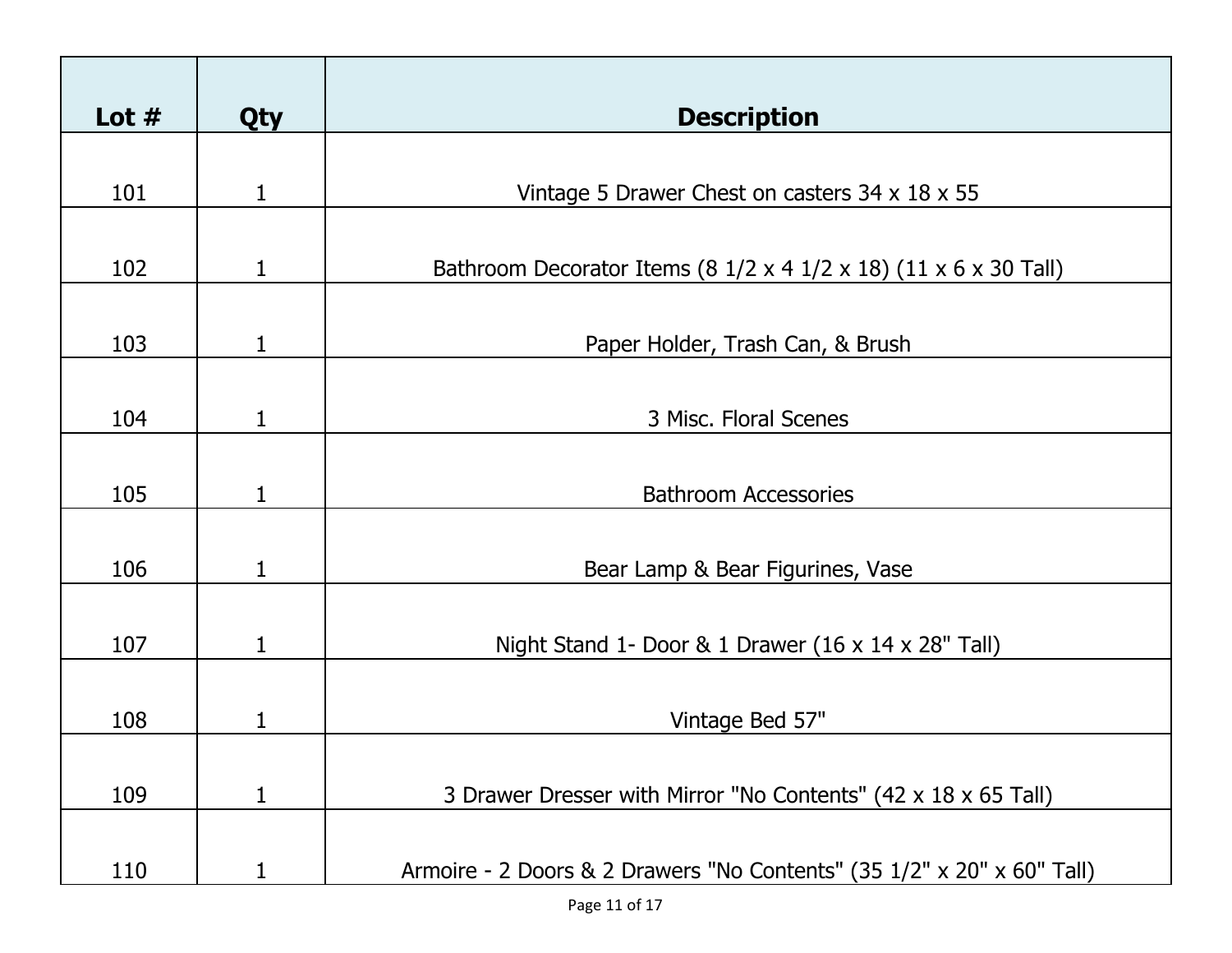| Lot # | Qty | Description |
| --- | --- | --- |
| 101 | 1 | Vintage 5 Drawer Chest on casters 34 x 18 x 55 |
| 102 | 1 | Bathroom Decorator Items (8 1/2 x 4 1/2 x 18) (11 x 6 x 30 Tall) |
| 103 | 1 | Paper Holder, Trash Can, & Brush |
| 104 | 1 | 3 Misc. Floral Scenes |
| 105 | 1 | Bathroom Accessories |
| 106 | 1 | Bear Lamp & Bear Figurines, Vase |
| 107 | 1 | Night Stand 1- Door & 1 Drawer (16 x 14 x 28" Tall) |
| 108 | 1 | Vintage Bed 57" |
| 109 | 1 | 3 Drawer Dresser with Mirror "No Contents" (42 x 18 x 65 Tall) |
| 110 | 1 | Armoire - 2 Doors & 2 Drawers "No Contents" (35 1/2" x 20" x 60" Tall) |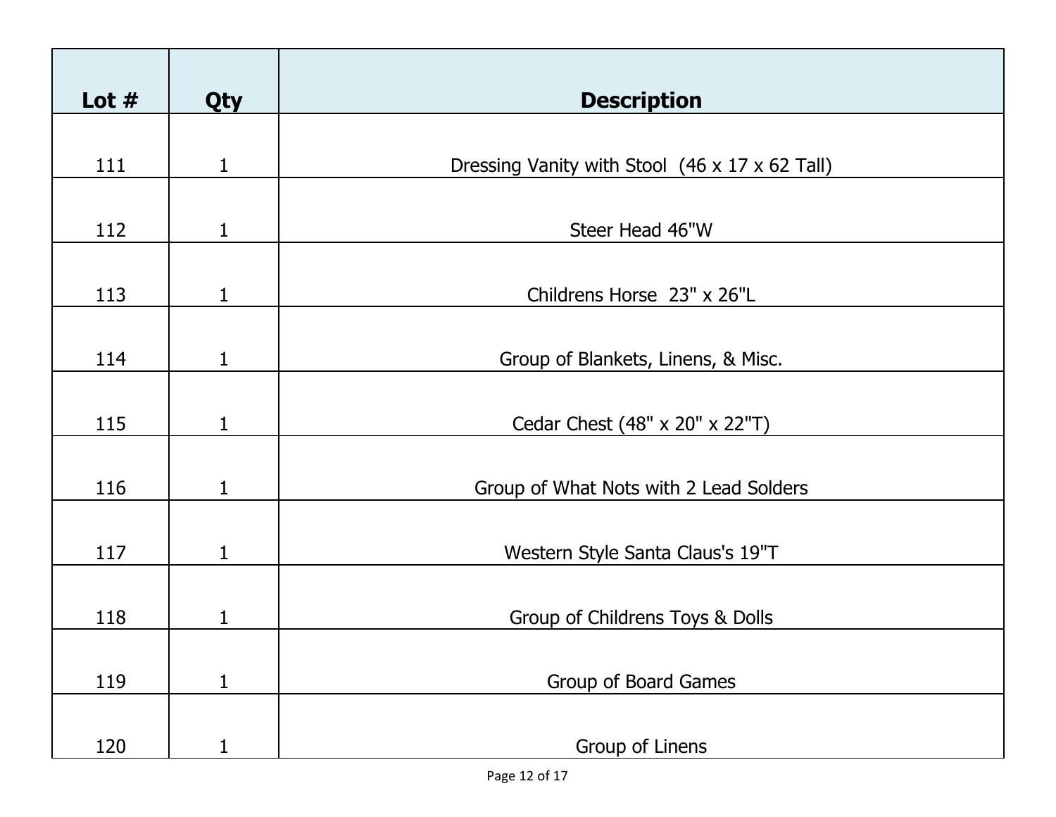| Lot # | Qty | Description |
| --- | --- | --- |
| 111 | 1 | Dressing Vanity with Stool  (46 x 17 x 62 Tall) |
| 112 | 1 | Steer Head 46"W |
| 113 | 1 | Childrens Horse  23" x 26"L |
| 114 | 1 | Group of Blankets, Linens, & Misc. |
| 115 | 1 | Cedar Chest (48" x 20" x 22"T) |
| 116 | 1 | Group of What Nots with 2 Lead Solders |
| 117 | 1 | Western Style Santa Claus's 19"T |
| 118 | 1 | Group of Childrens Toys & Dolls |
| 119 | 1 | Group of Board Games |
| 120 | 1 | Group of Linens |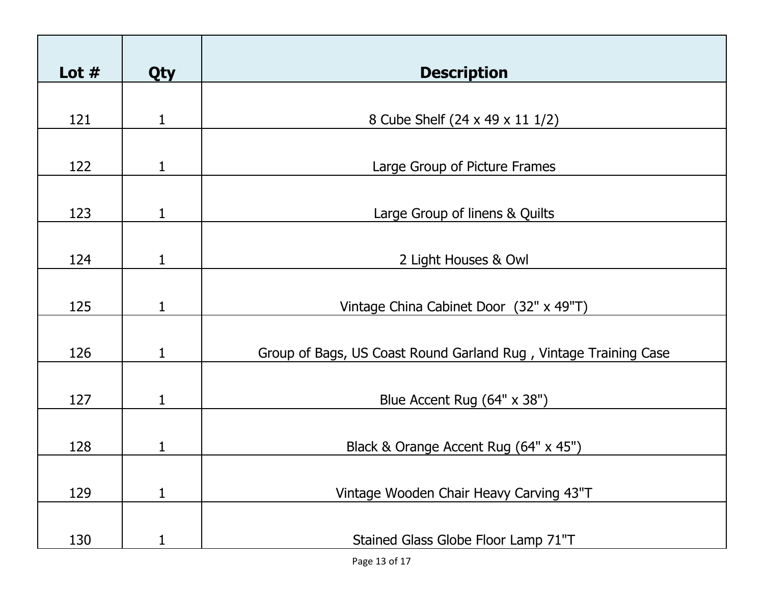| Lot # | Qty | Description |
| --- | --- | --- |
| 121 | 1 | 8 Cube Shelf (24 x 49 x 11 1/2) |
| 122 | 1 | Large Group of Picture Frames |
| 123 | 1 | Large Group of linens & Quilts |
| 124 | 1 | 2 Light Houses & Owl |
| 125 | 1 | Vintage China Cabinet Door  (32" x 49"T) |
| 126 | 1 | Group of Bags, US Coast Round Garland Rug , Vintage Training Case |
| 127 | 1 | Blue Accent Rug (64" x 38") |
| 128 | 1 | Black & Orange Accent Rug (64" x 45") |
| 129 | 1 | Vintage Wooden Chair Heavy Carving 43"T |
| 130 | 1 | Stained Glass Globe Floor Lamp 71"T |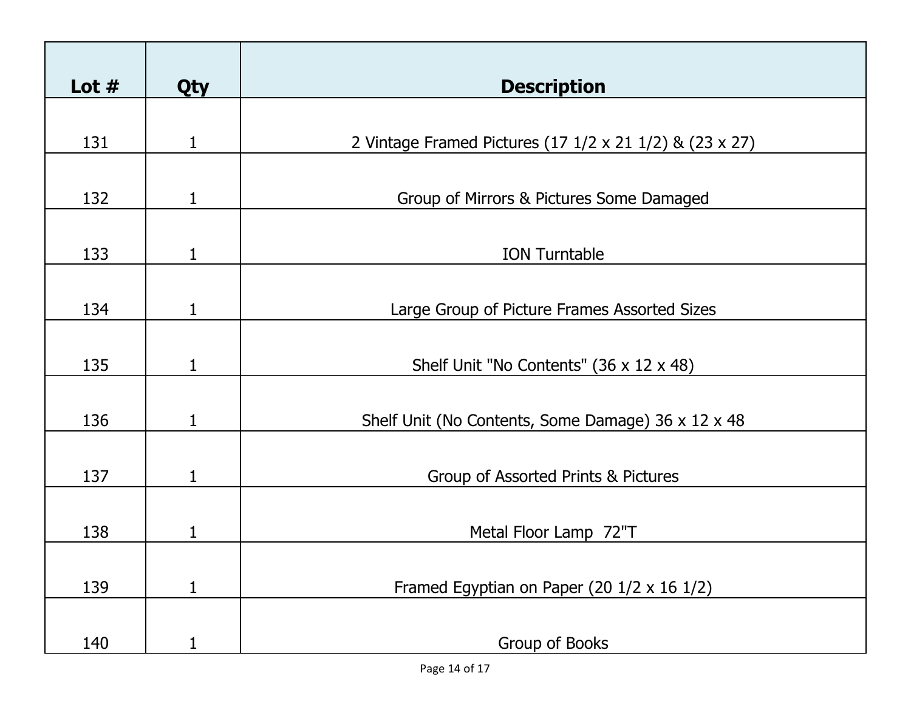| Lot # | Qty | Description |
|---|---|---|
| 131 | 1 | 2 Vintage Framed Pictures (17 1/2 x 21 1/2) & (23 x 27) |
| 132 | 1 | Group of Mirrors & Pictures Some Damaged |
| 133 | 1 | ION Turntable |
| 134 | 1 | Large Group of Picture Frames Assorted Sizes |
| 135 | 1 | Shelf Unit "No Contents" (36 x 12 x 48) |
| 136 | 1 | Shelf Unit (No Contents, Some Damage) 36 x 12 x 48 |
| 137 | 1 | Group of Assorted Prints & Pictures |
| 138 | 1 | Metal Floor Lamp 72"T |
| 139 | 1 | Framed Egyptian on Paper (20 1/2 x 16 1/2) |
| 140 | 1 | Group of Books |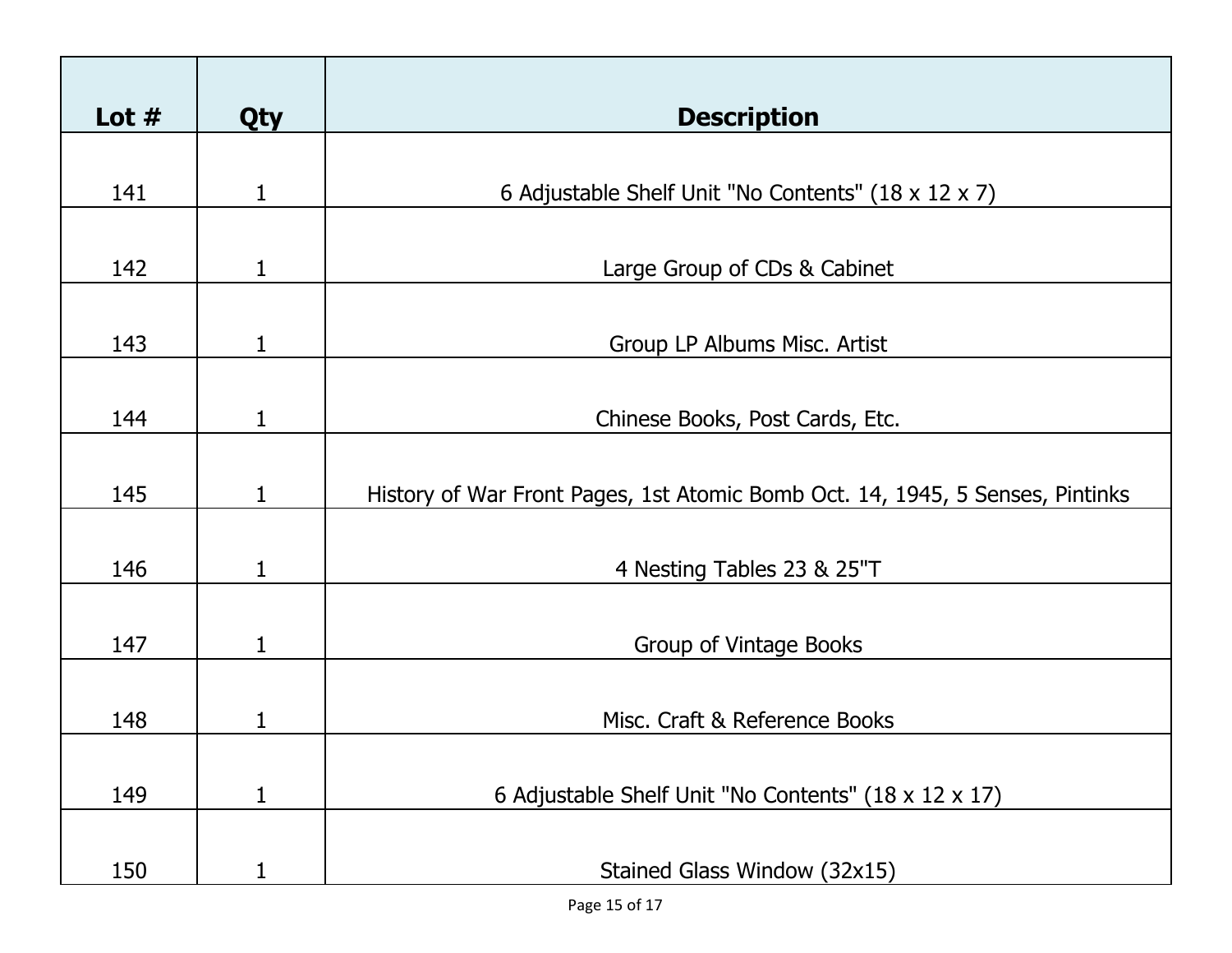| Lot # | Qty | Description |
|---|---|---|
| 141 | 1 | 6 Adjustable Shelf Unit "No Contents" (18 x 12 x 7) |
| 142 | 1 | Large Group of CDs & Cabinet |
| 143 | 1 | Group LP Albums Misc. Artist |
| 144 | 1 | Chinese Books, Post Cards, Etc. |
| 145 | 1 | History of War Front Pages, 1st Atomic Bomb Oct. 14, 1945, 5 Senses, Pintinks |
| 146 | 1 | 4 Nesting Tables 23 & 25"T |
| 147 | 1 | Group of Vintage Books |
| 148 | 1 | Misc. Craft & Reference Books |
| 149 | 1 | 6 Adjustable Shelf Unit "No Contents" (18 x 12 x 17) |
| 150 | 1 | Stained Glass Window (32x15) |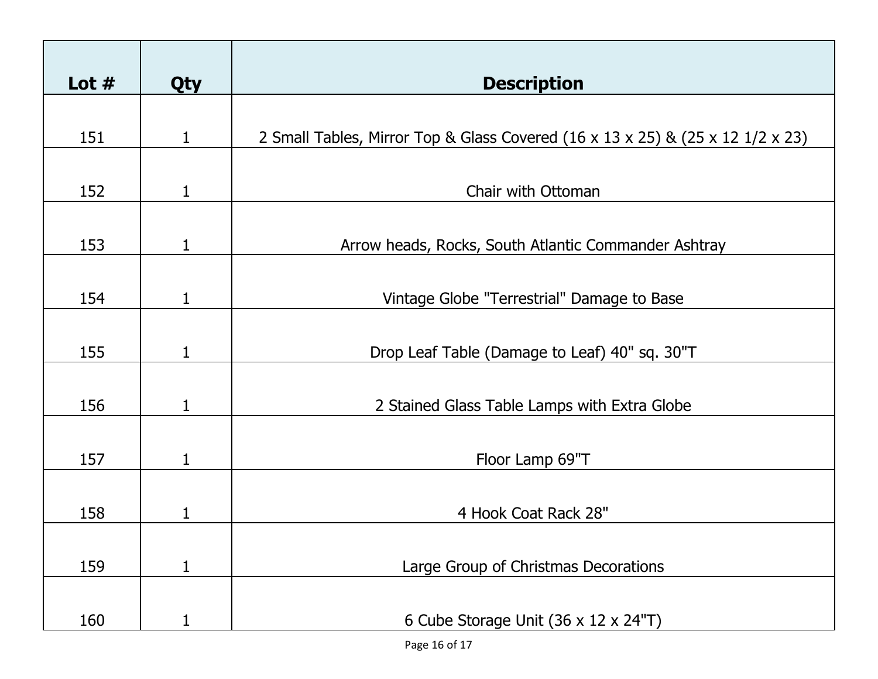| Lot # | Qty | Description |
|---|---|---|
| 151 | 1 | 2 Small Tables, Mirror Top & Glass Covered (16 x 13 x 25) & (25 x 12 1/2 x 23) |
| 152 | 1 | Chair with Ottoman |
| 153 | 1 | Arrow heads, Rocks, South Atlantic Commander Ashtray |
| 154 | 1 | Vintage Globe "Terrestrial" Damage to Base |
| 155 | 1 | Drop Leaf Table (Damage to Leaf) 40" sq. 30"T |
| 156 | 1 | 2 Stained Glass Table Lamps with Extra Globe |
| 157 | 1 | Floor Lamp 69"T |
| 158 | 1 | 4 Hook Coat Rack 28" |
| 159 | 1 | Large Group of Christmas Decorations |
| 160 | 1 | 6 Cube Storage Unit (36 x 12 x 24"T) |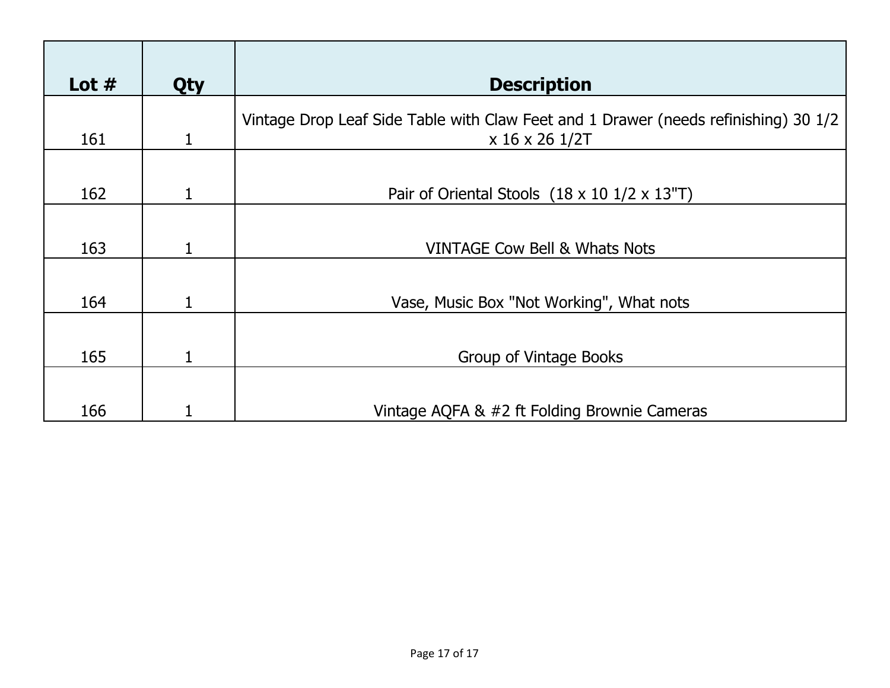| Lot # | Qty | Description |
|---|---|---|
| 161 | 1 | Vintage Drop Leaf Side Table with Claw Feet and 1 Drawer (needs refinishing) 30 1/2 x 16 x 26 1/2T |
| 162 | 1 | Pair of Oriental Stools (18 x 10 1/2 x 13"T) |
| 163 | 1 | VINTAGE Cow Bell & Whats Nots |
| 164 | 1 | Vase, Music Box "Not Working", What nots |
| 165 | 1 | Group of Vintage Books |
| 166 | 1 | Vintage AQFA & #2 ft Folding Brownie Cameras |